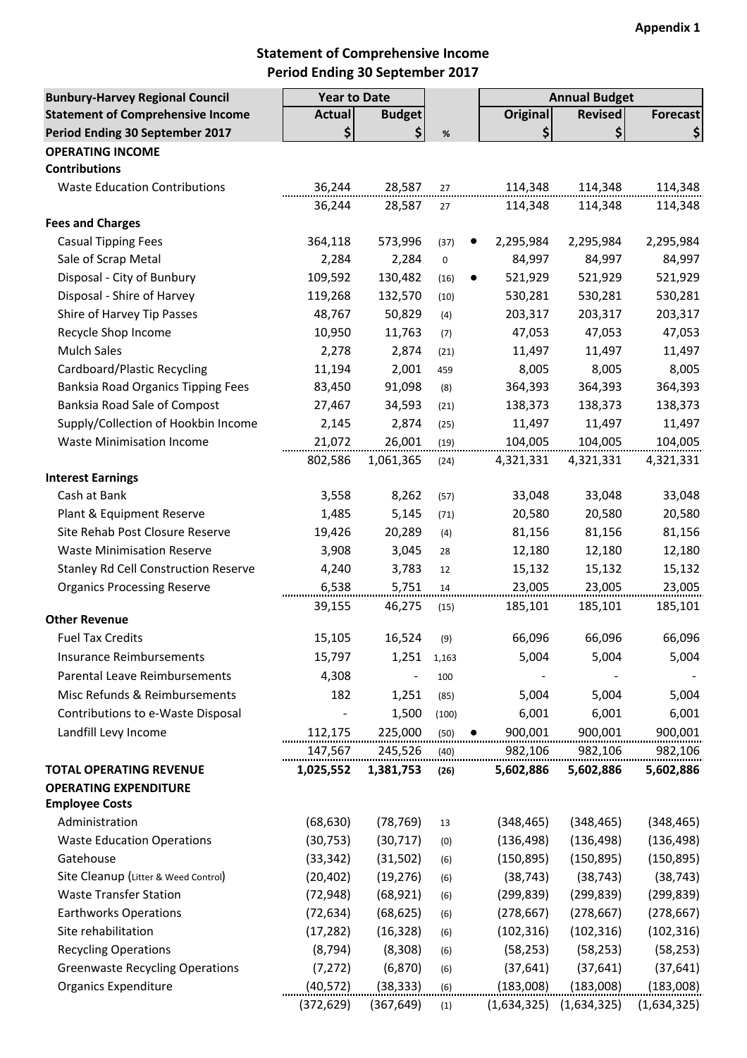**Appendix 1**

## Statement of Comprehensive Income
## Period Ending 30 September 2017

| Bunbury-Harvey Regional Council | Year to Date | | | | Annual Budget | | |
|---|---|---|---|---|---|---|---|
| **Statement of Comprehensive Income** | **Actual** | **Budget** | | | **Original** | **Revised** | **Forecast** |
| **Period Ending 30 September 2017** | **$** | **$** | **%** | | **$** | **$** | **$** |
| **OPERATING INCOME** | | | | | | | |
| **Contributions** | | | | | | | |
| Waste Education Contributions | 36,244 | 28,587 | 27 | | 114,348 | 114,348 | 114,348 |
| | 36,244 | 28,587 | 27 | | 114,348 | 114,348 | 114,348 |
| **Fees and Charges** | | | | | | | |
| Casual Tipping Fees | 364,118 | 573,996 | (37) | ● | 2,295,984 | 2,295,984 | 2,295,984 |
| Sale of Scrap Metal | 2,284 | 2,284 | 0 | | 84,997 | 84,997 | 84,997 |
| Disposal - City of Bunbury | 109,592 | 130,482 | (16) | ● | 521,929 | 521,929 | 521,929 |
| Disposal - Shire of Harvey | 119,268 | 132,570 | (10) | | 530,281 | 530,281 | 530,281 |
| Shire of Harvey Tip Passes | 48,767 | 50,829 | (4) | | 203,317 | 203,317 | 203,317 |
| Recycle Shop Income | 10,950 | 11,763 | (7) | | 47,053 | 47,053 | 47,053 |
| Mulch Sales | 2,278 | 2,874 | (21) | | 11,497 | 11,497 | 11,497 |
| Cardboard/Plastic Recycling | 11,194 | 2,001 | 459 | | 8,005 | 8,005 | 8,005 |
| Banksia Road Organics Tipping Fees | 83,450 | 91,098 | (8) | | 364,393 | 364,393 | 364,393 |
| Banksia Road Sale of Compost | 27,467 | 34,593 | (21) | | 138,373 | 138,373 | 138,373 |
| Supply/Collection of Hookbin Income | 2,145 | 2,874 | (25) | | 11,497 | 11,497 | 11,497 |
| Waste Minimisation Income | 21,072 | 26,001 | (19) | | 104,005 | 104,005 | 104,005 |
| | 802,586 | 1,061,365 | (24) | | 4,321,331 | 4,321,331 | 4,321,331 |
| **Interest Earnings** | | | | | | | |
| Cash at Bank | 3,558 | 8,262 | (57) | | 33,048 | 33,048 | 33,048 |
| Plant & Equipment Reserve | 1,485 | 5,145 | (71) | | 20,580 | 20,580 | 20,580 |
| Site Rehab Post Closure Reserve | 19,426 | 20,289 | (4) | | 81,156 | 81,156 | 81,156 |
| Waste Minimisation Reserve | 3,908 | 3,045 | 28 | | 12,180 | 12,180 | 12,180 |
| Stanley Rd Cell Construction Reserve | 4,240 | 3,783 | 12 | | 15,132 | 15,132 | 15,132 |
| Organics Processing Reserve | 6,538 | 5,751 | 14 | | 23,005 | 23,005 | 23,005 |
| | 39,155 | 46,275 | (15) | | 185,101 | 185,101 | 185,101 |
| **Other Revenue** | | | | | | | |
| Fuel Tax Credits | 15,105 | 16,524 | (9) | | 66,096 | 66,096 | 66,096 |
| Insurance Reimbursements | 15,797 | 1,251 | 1,163 | | 5,004 | 5,004 | 5,004 |
| Parental Leave Reimbursements | 4,308 | - | 100 | | - | - | - |
| Misc Refunds & Reimbursements | 182 | 1,251 | (85) | | 5,004 | 5,004 | 5,004 |
| Contributions to e-Waste Disposal | - | 1,500 | (100) | | 6,001 | 6,001 | 6,001 |
| Landfill Levy Income | 112,175 | 225,000 | (50) | ● | 900,001 | 900,001 | 900,001 |
| | 147,567 | 245,526 | (40) | | 982,106 | 982,106 | 982,106 |
| **TOTAL OPERATING REVENUE** | **1,025,552** | **1,381,753** | **(26)** | | **5,602,886** | **5,602,886** | **5,602,886** |
| **OPERATING EXPENDITURE** | | | | | | | |
| **Employee Costs** | | | | | | | |
| Administration | (68,630) | (78,769) | 13 | | (348,465) | (348,465) | (348,465) |
| Waste Education Operations | (30,753) | (30,717) | (0) | | (136,498) | (136,498) | (136,498) |
| Gatehouse | (33,342) | (31,502) | (6) | | (150,895) | (150,895) | (150,895) |
| Site Cleanup (Litter & Weed Control) | (20,402) | (19,276) | (6) | | (38,743) | (38,743) | (38,743) |
| Waste Transfer Station | (72,948) | (68,921) | (6) | | (299,839) | (299,839) | (299,839) |
| Earthworks Operations | (72,634) | (68,625) | (6) | | (278,667) | (278,667) | (278,667) |
| Site rehabilitation | (17,282) | (16,328) | (6) | | (102,316) | (102,316) | (102,316) |
| Recycling Operations | (8,794) | (8,308) | (6) | | (58,253) | (58,253) | (58,253) |
| Greenwaste Recycling Operations | (7,272) | (6,870) | (6) | | (37,641) | (37,641) | (37,641) |
| Organics Expenditure | (40,572) | (38,333) | (6) | | (183,008) | (183,008) | (183,008) |
| | (372,629) | (367,649) | (1) | | (1,634,325) | (1,634,325) | (1,634,325) |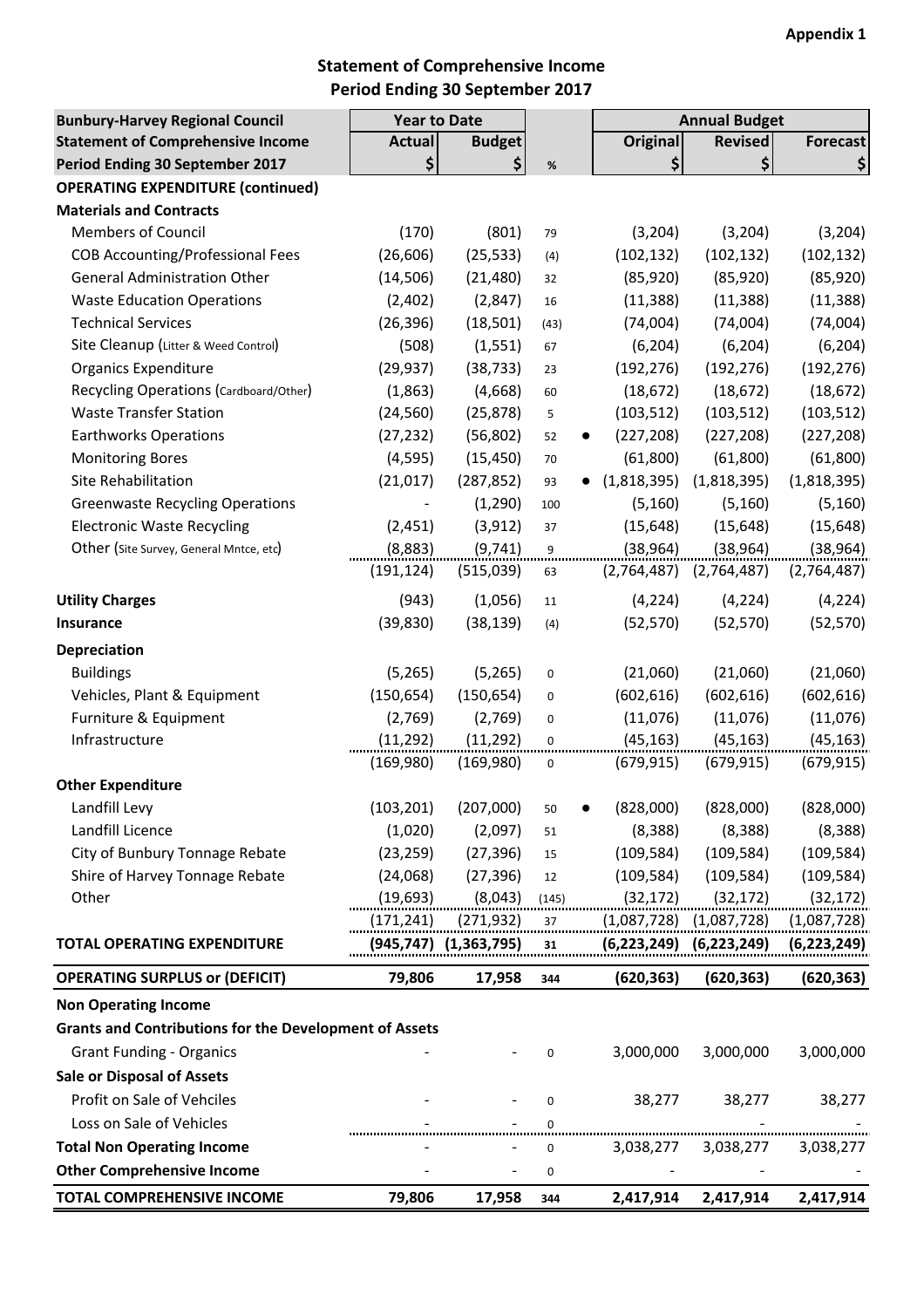**Appendix 1**

## Statement of Comprehensive Income
## Period Ending 30 September 2017

| Bunbury-Harvey Regional Council | Year to Date | | | | Annual Budget | | |
|---|---|---|---|---|---|---|---|
| **Statement of Comprehensive Income** | **Actual** | **Budget** | | | **Original** | **Revised** | **Forecast** |
| **Period Ending 30 September 2017** | **$** | **$** | **%** | | **$** | **$** | **$** |
| **OPERATING EXPENDITURE (continued)** | | | | | | | |
| **Materials and Contracts** | | | | | | | |
| Members of Council | (170) | (801) | 79 | | (3,204) | (3,204) | (3,204) |
| COB Accounting/Professional Fees | (26,606) | (25,533) | (4) | | (102,132) | (102,132) | (102,132) |
| General Administration Other | (14,506) | (21,480) | 32 | | (85,920) | (85,920) | (85,920) |
| Waste Education Operations | (2,402) | (2,847) | 16 | | (11,388) | (11,388) | (11,388) |
| Technical Services | (26,396) | (18,501) | (43) | | (74,004) | (74,004) | (74,004) |
| Site Cleanup (Litter & Weed Control) | (508) | (1,551) | 67 | | (6,204) | (6,204) | (6,204) |
| Organics Expenditure | (29,937) | (38,733) | 23 | | (192,276) | (192,276) | (192,276) |
| Recycling Operations (Cardboard/Other) | (1,863) | (4,668) | 60 | | (18,672) | (18,672) | (18,672) |
| Waste Transfer Station | (24,560) | (25,878) | 5 | | (103,512) | (103,512) | (103,512) |
| Earthworks Operations | (27,232) | (56,802) | 52 | ● | (227,208) | (227,208) | (227,208) |
| Monitoring Bores | (4,595) | (15,450) | 70 | | (61,800) | (61,800) | (61,800) |
| Site Rehabilitation | (21,017) | (287,852) | 93 | ● | (1,818,395) | (1,818,395) | (1,818,395) |
| Greenwaste Recycling Operations | - | (1,290) | 100 | | (5,160) | (5,160) | (5,160) |
| Electronic Waste Recycling | (2,451) | (3,912) | 37 | | (15,648) | (15,648) | (15,648) |
| Other (Site Survey, General Mntce, etc) | (8,883) | (9,741) | 9 | | (38,964) | (38,964) | (38,964) |
| | (191,124) | (515,039) | 63 | | (2,764,487) | (2,764,487) | (2,764,487) |
| **Utility Charges** | (943) | (1,056) | 11 | | (4,224) | (4,224) | (4,224) |
| **Insurance** | (39,830) | (38,139) | (4) | | (52,570) | (52,570) | (52,570) |
| **Depreciation** | | | | | | | |
| Buildings | (5,265) | (5,265) | 0 | | (21,060) | (21,060) | (21,060) |
| Vehicles, Plant & Equipment | (150,654) | (150,654) | 0 | | (602,616) | (602,616) | (602,616) |
| Furniture & Equipment | (2,769) | (2,769) | 0 | | (11,076) | (11,076) | (11,076) |
| Infrastructure | (11,292) | (11,292) | 0 | | (45,163) | (45,163) | (45,163) |
| | (169,980) | (169,980) | 0 | | (679,915) | (679,915) | (679,915) |
| **Other Expenditure** | | | | | | | |
| Landfill Levy | (103,201) | (207,000) | 50 | ● | (828,000) | (828,000) | (828,000) |
| Landfill Licence | (1,020) | (2,097) | 51 | | (8,388) | (8,388) | (8,388) |
| City of Bunbury Tonnage Rebate | (23,259) | (27,396) | 15 | | (109,584) | (109,584) | (109,584) |
| Shire of Harvey Tonnage Rebate | (24,068) | (27,396) | 12 | | (109,584) | (109,584) | (109,584) |
| Other | (19,693) | (8,043) | (145) | | (32,172) | (32,172) | (32,172) |
| | (171,241) | (271,932) | 37 | | (1,087,728) | (1,087,728) | (1,087,728) |
| **TOTAL OPERATING EXPENDITURE** | **(945,747)** | **(1,363,795)** | **31** | | **(6,223,249)** | **(6,223,249)** | **(6,223,249)** |
| **OPERATING SURPLUS or (DEFICIT)** | **79,806** | **17,958** | **344** | | **(620,363)** | **(620,363)** | **(620,363)** |
| **Non Operating Income** | | | | | | | |
| **Grants and Contributions for the Development of Assets** | | | | | | | |
| Grant Funding - Organics | - | - | 0 | | 3,000,000 | 3,000,000 | 3,000,000 |
| **Sale or Disposal of Assets** | | | | | | | |
| Profit on Sale of Vehciles | - | - | 0 | | 38,277 | 38,277 | 38,277 |
| Loss on Sale of Vehicles | - | - | 0 | | - | - | - |
| **Total Non Operating Income** | - | - | 0 | | 3,038,277 | 3,038,277 | 3,038,277 |
| **Other Comprehensive Income** | - | - | 0 | | - | - | - |
| **TOTAL COMPREHENSIVE INCOME** | **79,806** | **17,958** | **344** | | **2,417,914** | **2,417,914** | **2,417,914** |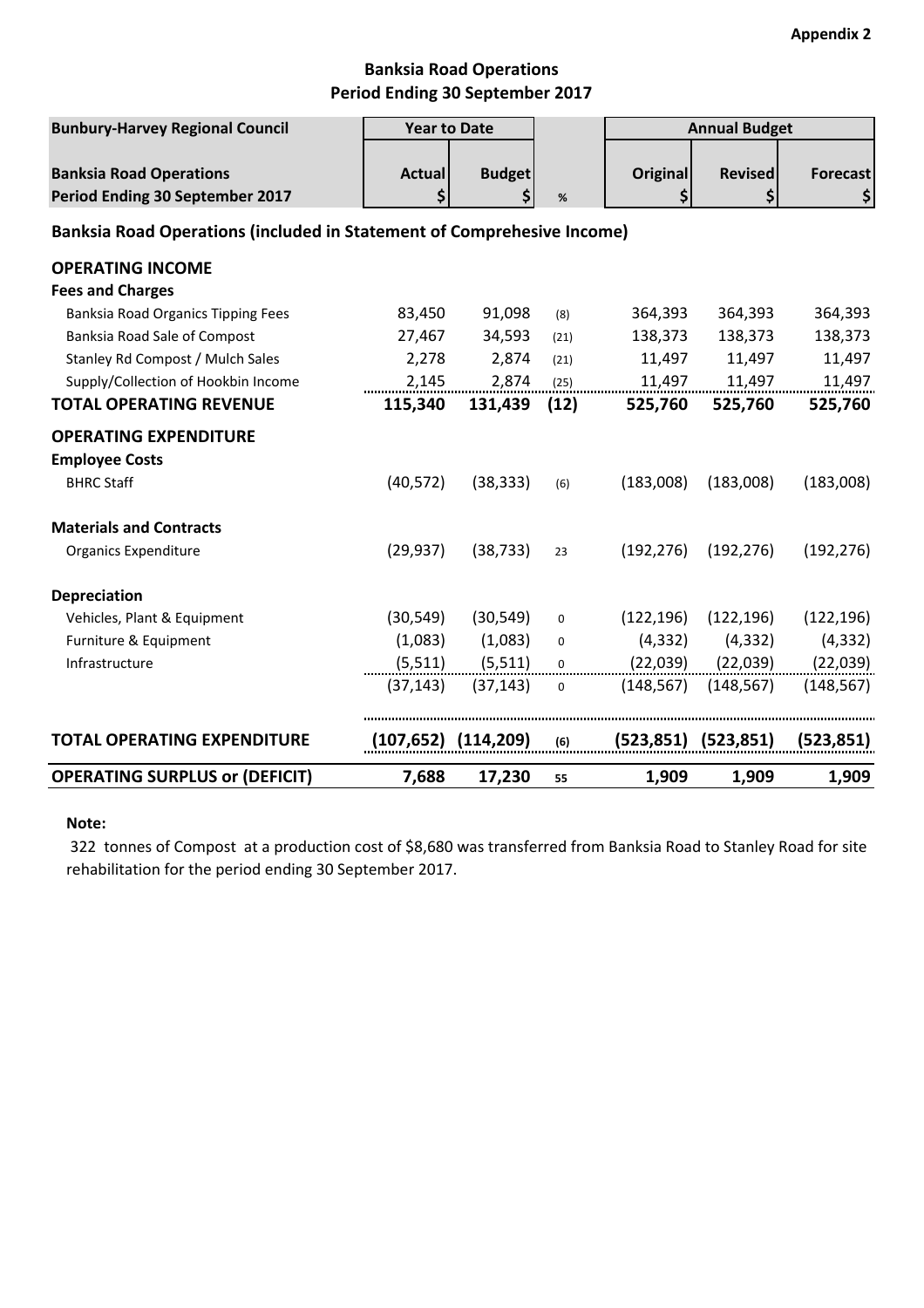Appendix 2

## Banksia Road Operations
## Period Ending 30 September 2017

| Bunbury-Harvey Regional Council | Year to Date | | | Annual Budget | | |
|---|---|---|---|---|---|---|
| **Banksia Road Operations Period Ending 30 September 2017** | **Actual $** | **Budget $** | **%** | **Original $** | **Revised $** | **Forecast $** |
| **Banksia Road Operations (included in Statement of Comprehesive Income)** | | | | | | |
| **OPERATING INCOME** | | | | | | |
| **Fees and Charges** | | | | | | |
| Banksia Road Organics Tipping Fees | 83,450 | 91,098 | (8) | 364,393 | 364,393 | 364,393 |
| Banksia Road Sale of Compost | 27,467 | 34,593 | (21) | 138,373 | 138,373 | 138,373 |
| Stanley Rd Compost / Mulch Sales | 2,278 | 2,874 | (21) | 11,497 | 11,497 | 11,497 |
| Supply/Collection of Hookbin Income | 2,145 | 2,874 | (25) | 11,497 | 11,497 | 11,497 |
| **TOTAL OPERATING REVENUE** | **115,340** | **131,439** | **(12)** | **525,760** | **525,760** | **525,760** |
| **OPERATING EXPENDITURE** | | | | | | |
| **Employee Costs** | | | | | | |
| BHRC Staff | (40,572) | (38,333) | (6) | (183,008) | (183,008) | (183,008) |
| **Materials and Contracts** | | | | | | |
| Organics Expenditure | (29,937) | (38,733) | 23 | (192,276) | (192,276) | (192,276) |
| **Depreciation** | | | | | | |
| Vehicles, Plant & Equipment | (30,549) | (30,549) | 0 | (122,196) | (122,196) | (122,196) |
| Furniture & Equipment | (1,083) | (1,083) | 0 | (4,332) | (4,332) | (4,332) |
| Infrastructure | (5,511) | (5,511) | 0 | (22,039) | (22,039) | (22,039) |
| | (37,143) | (37,143) | 0 | (148,567) | (148,567) | (148,567) |
| **TOTAL OPERATING EXPENDITURE** | **(107,652)** | **(114,209)** | (6) | **(523,851)** | **(523,851)** | **(523,851)** |
| **OPERATING SURPLUS or (DEFICIT)** | **7,688** | **17,230** | 55 | **1,909** | **1,909** | **1,909** |

**Note:**

322 tonnes of Compost at a production cost of $8,680 was transferred from Banksia Road to Stanley Road for site rehabilitation for the period ending 30 September 2017.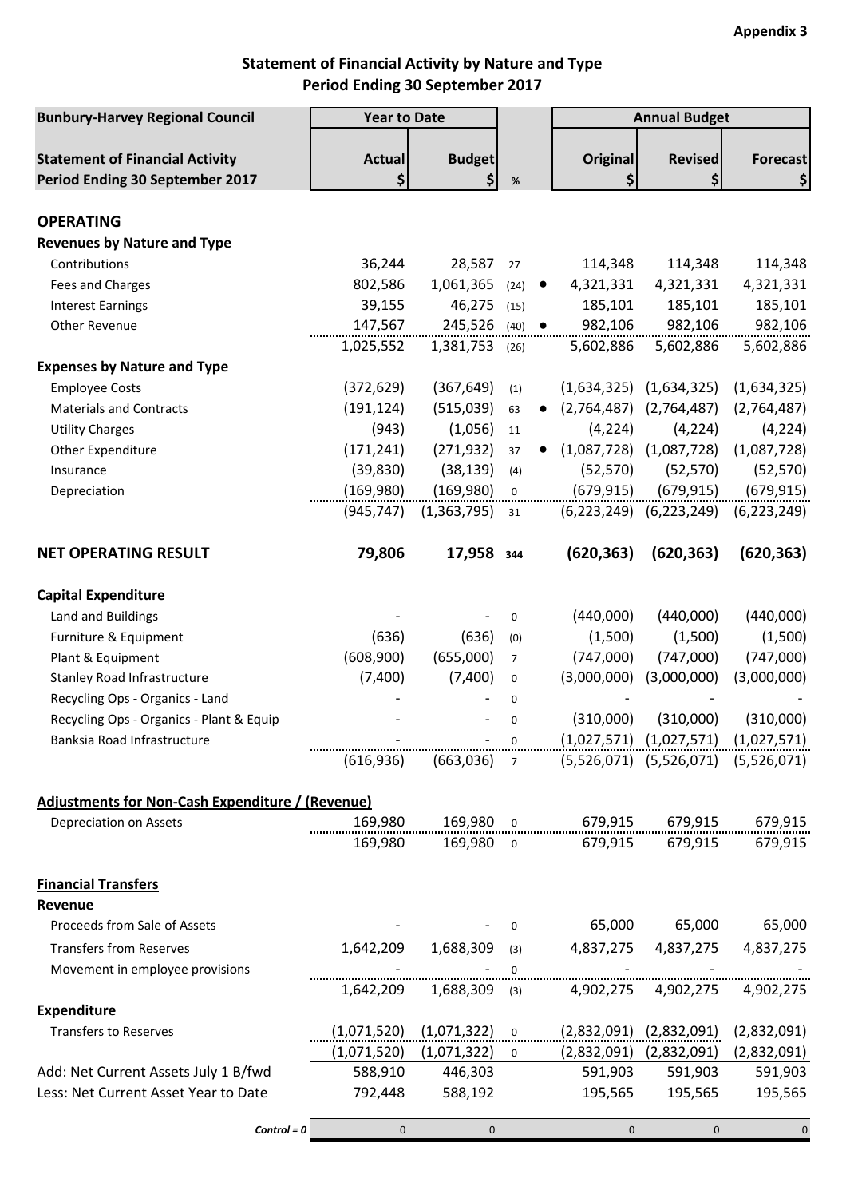**Appendix 3**

## Statement of Financial Activity by Nature and Type
## Period Ending 30 September 2017

| Bunbury-Harvey Regional Council | Year to Date | | | | Annual Budget | | |
|---|---|---|---|---|---|---|---|
| **Statement of Financial Activity Period Ending 30 September 2017** | **Actual $** | **Budget $** | **%** | | **Original $** | **Revised $** | **Forecast $** |
| **OPERATING** | | | | | | | |
| **Revenues by Nature and Type** | | | | | | | |
| Contributions | 36,244 | 28,587 | 27 | | 114,348 | 114,348 | 114,348 |
| Fees and Charges | 802,586 | 1,061,365 | (24) | ● | 4,321,331 | 4,321,331 | 4,321,331 |
| Interest Earnings | 39,155 | 46,275 | (15) | | 185,101 | 185,101 | 185,101 |
| Other Revenue | 147,567 | 245,526 | (40) | ● | 982,106 | 982,106 | 982,106 |
| | 1,025,552 | 1,381,753 | (26) | | 5,602,886 | 5,602,886 | 5,602,886 |
| **Expenses by Nature and Type** | | | | | | | |
| Employee Costs | (372,629) | (367,649) | (1) | | (1,634,325) | (1,634,325) | (1,634,325) |
| Materials and Contracts | (191,124) | (515,039) | 63 | ● | (2,764,487) | (2,764,487) | (2,764,487) |
| Utility Charges | (943) | (1,056) | 11 | | (4,224) | (4,224) | (4,224) |
| Other Expenditure | (171,241) | (271,932) | 37 | ● | (1,087,728) | (1,087,728) | (1,087,728) |
| Insurance | (39,830) | (38,139) | (4) | | (52,570) | (52,570) | (52,570) |
| Depreciation | (169,980) | (169,980) | 0 | | (679,915) | (679,915) | (679,915) |
| | (945,747) | (1,363,795) | 31 | | (6,223,249) | (6,223,249) | (6,223,249) |
| **NET OPERATING RESULT** | **79,806** | **17,958** | **344** | | **(620,363)** | **(620,363)** | **(620,363)** |
| **Capital Expenditure** | | | | | | | |
| Land and Buildings | - | - | 0 | | (440,000) | (440,000) | (440,000) |
| Furniture & Equipment | (636) | (636) | (0) | | (1,500) | (1,500) | (1,500) |
| Plant & Equipment | (608,900) | (655,000) | 7 | | (747,000) | (747,000) | (747,000) |
| Stanley Road Infrastructure | (7,400) | (7,400) | 0 | | (3,000,000) | (3,000,000) | (3,000,000) |
| Recycling Ops - Organics - Land | - | - | 0 | | - | - | - |
| Recycling Ops - Organics - Plant & Equip | - | - | 0 | | (310,000) | (310,000) | (310,000) |
| Banksia Road Infrastructure | - | - | 0 | | (1,027,571) | (1,027,571) | (1,027,571) |
| | (616,936) | (663,036) | 7 | | (5,526,071) | (5,526,071) | (5,526,071) |
| **Adjustments for Non-Cash Expenditure / (Revenue)** | | | | | | | |
| Depreciation on Assets | 169,980 | 169,980 | 0 | | 679,915 | 679,915 | 679,915 |
| | 169,980 | 169,980 | 0 | | 679,915 | 679,915 | 679,915 |
| **Financial Transfers** | | | | | | | |
| **Revenue** | | | | | | | |
| Proceeds from Sale of Assets | - | - | 0 | | 65,000 | 65,000 | 65,000 |
| Transfers from Reserves | 1,642,209 | 1,688,309 | (3) | | 4,837,275 | 4,837,275 | 4,837,275 |
| Movement in employee provisions | - | - | 0 | | - | - | - |
| | 1,642,209 | 1,688,309 | (3) | | 4,902,275 | 4,902,275 | 4,902,275 |
| **Expenditure** | | | | | | | |
| Transfers to Reserves | (1,071,520) | (1,071,322) | 0 | | (2,832,091) | (2,832,091) | (2,832,091) |
| | (1,071,520) | (1,071,322) | 0 | | (2,832,091) | (2,832,091) | (2,832,091) |
| Add: Net Current Assets July 1 B/fwd | 588,910 | 446,303 | | | 591,903 | 591,903 | 591,903 |
| Less: Net Current Asset Year to Date | 792,448 | 588,192 | | | 195,565 | 195,565 | 195,565 |
| *Control = 0* | 0 | 0 | | | 0 | 0 | 0 |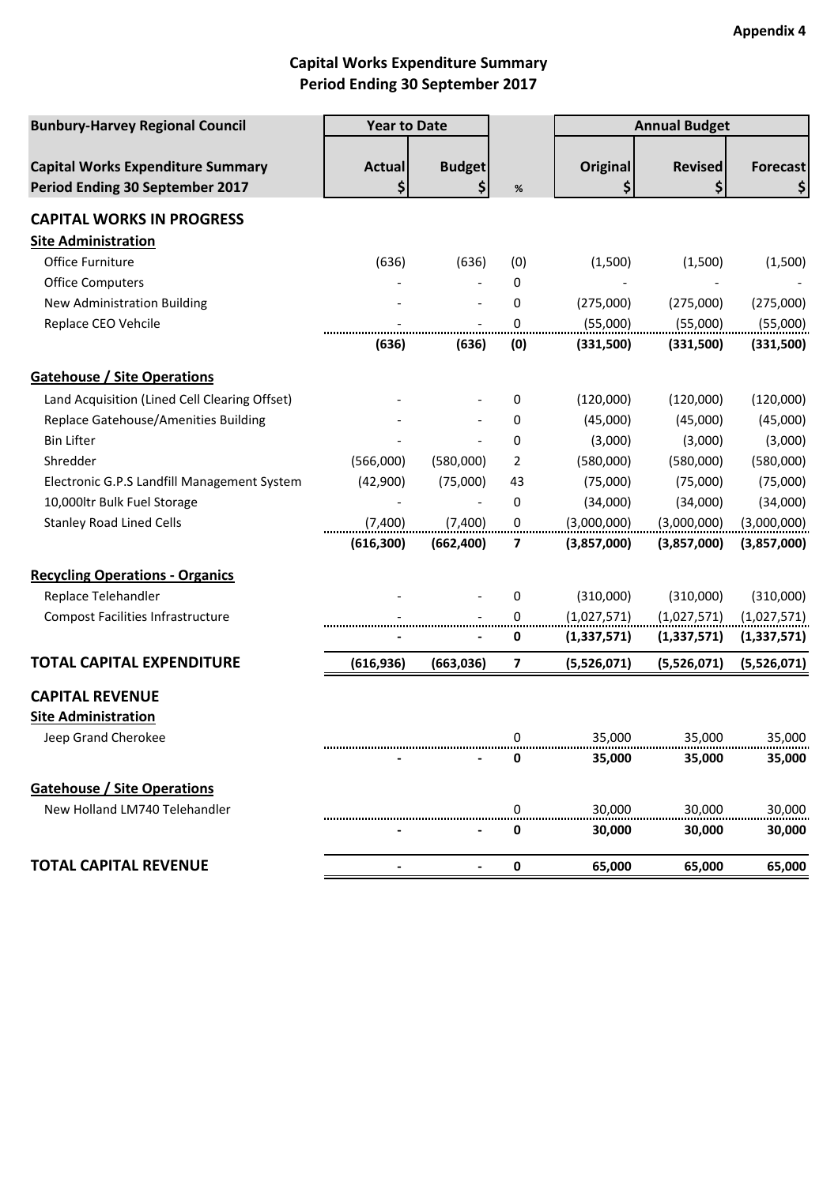**Appendix 4**

## Capital Works Expenditure Summary
## Period Ending 30 September 2017

| Bunbury-Harvey Regional Council | Year to Date | | | Annual Budget | | |
|---|---|---|---|---|---|---|
| **Capital Works Expenditure Summary Period Ending 30 September 2017** | **Actual $** | **Budget $** | **%** | **Original $** | **Revised $** | **Forecast $** |
| **CAPITAL WORKS IN PROGRESS** | | | | | | |
| **Site Administration** | | | | | | |
| Office Furniture | (636) | (636) | (0) | (1,500) | (1,500) | (1,500) |
| Office Computers | - | - | 0 | - | - | - |
| New Administration Building | - | - | 0 | (275,000) | (275,000) | (275,000) |
| Replace CEO Vehcile | - | - | 0 | (55,000) | (55,000) | (55,000) |
| | **(636)** | **(636)** | **(0)** | **(331,500)** | **(331,500)** | **(331,500)** |
| **Gatehouse / Site Operations** | | | | | | |
| Land Acquisition (Lined Cell Clearing Offset) | - | - | 0 | (120,000) | (120,000) | (120,000) |
| Replace Gatehouse/Amenities Building | - | - | 0 | (45,000) | (45,000) | (45,000) |
| Bin Lifter | - | - | 0 | (3,000) | (3,000) | (3,000) |
| Shredder | (566,000) | (580,000) | 2 | (580,000) | (580,000) | (580,000) |
| Electronic G.P.S Landfill Management System | (42,900) | (75,000) | 43 | (75,000) | (75,000) | (75,000) |
| 10,000ltr Bulk Fuel Storage | - | - | 0 | (34,000) | (34,000) | (34,000) |
| Stanley Road Lined Cells | (7,400) | (7,400) | 0 | (3,000,000) | (3,000,000) | (3,000,000) |
| | **(616,300)** | **(662,400)** | **7** | **(3,857,000)** | **(3,857,000)** | **(3,857,000)** |
| **Recycling Operations - Organics** | | | | | | |
| Replace Telehandler | - | - | 0 | (310,000) | (310,000) | (310,000) |
| Compost Facilities Infrastructure | - | - | 0 | (1,027,571) | (1,027,571) | (1,027,571) |
| | **-** | **-** | **0** | **(1,337,571)** | **(1,337,571)** | **(1,337,571)** |
| **TOTAL CAPITAL EXPENDITURE** | **(616,936)** | **(663,036)** | **7** | **(5,526,071)** | **(5,526,071)** | **(5,526,071)** |
| **CAPITAL REVENUE** | | | | | | |
| **Site Administration** | | | | | | |
| Jeep Grand Cherokee | | | 0 | 35,000 | 35,000 | 35,000 |
| | **-** | **-** | **0** | **35,000** | **35,000** | **35,000** |
| **Gatehouse / Site Operations** | | | | | | |
| New Holland LM740 Telehandler | | | 0 | 30,000 | 30,000 | 30,000 |
| | **-** | **-** | **0** | **30,000** | **30,000** | **30,000** |
| **TOTAL CAPITAL REVENUE** | **-** | **-** | **0** | **65,000** | **65,000** | **65,000** |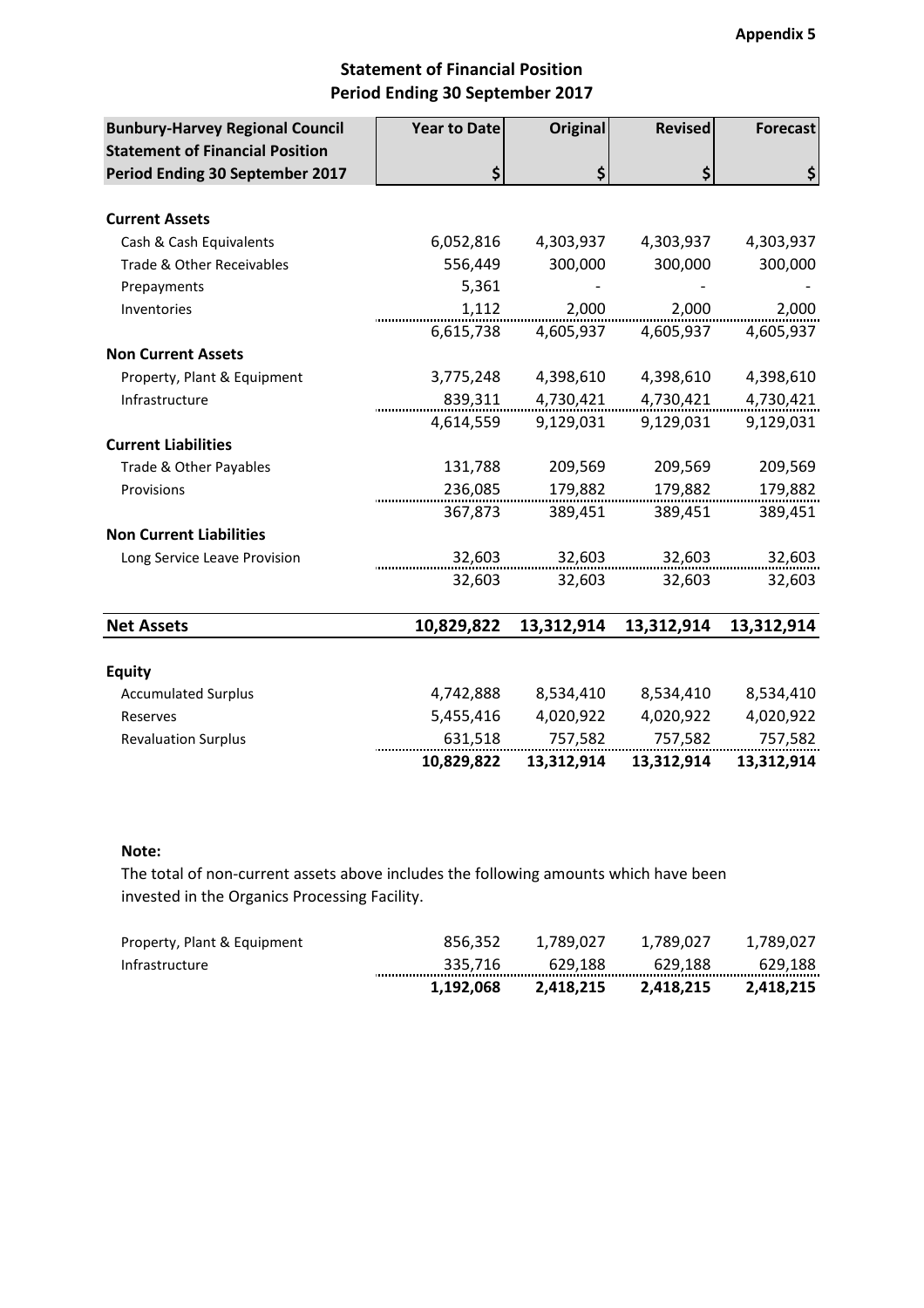**Appendix 5**

## Statement of Financial Position
## Period Ending 30 September 2017

| Bunbury-Harvey Regional Council Statement of Financial Position Period Ending 30 September 2017 | Year to Date $ | Original $ | Revised $ | Forecast $ |
|---|---|---|---|---|
| **Current Assets** | | | | |
| Cash & Cash Equivalents | 6,052,816 | 4,303,937 | 4,303,937 | 4,303,937 |
| Trade & Other Receivables | 556,449 | 300,000 | 300,000 | 300,000 |
| Prepayments | 5,361 | - | - | - |
| Inventories | 1,112 | 2,000 | 2,000 | 2,000 |
| | 6,615,738 | 4,605,937 | 4,605,937 | 4,605,937 |
| **Non Current Assets** | | | | |
| Property, Plant & Equipment | 3,775,248 | 4,398,610 | 4,398,610 | 4,398,610 |
| Infrastructure | 839,311 | 4,730,421 | 4,730,421 | 4,730,421 |
| | 4,614,559 | 9,129,031 | 9,129,031 | 9,129,031 |
| **Current Liabilities** | | | | |
| Trade & Other Payables | 131,788 | 209,569 | 209,569 | 209,569 |
| Provisions | 236,085 | 179,882 | 179,882 | 179,882 |
| | 367,873 | 389,451 | 389,451 | 389,451 |
| **Non Current Liabilities** | | | | |
| Long Service Leave Provision | 32,603 | 32,603 | 32,603 | 32,603 |
| | 32,603 | 32,603 | 32,603 | 32,603 |
| **Net Assets** | **10,829,822** | **13,312,914** | **13,312,914** | **13,312,914** |
| **Equity** | | | | |
| Accumulated Surplus | 4,742,888 | 8,534,410 | 8,534,410 | 8,534,410 |
| Reserves | 5,455,416 | 4,020,922 | 4,020,922 | 4,020,922 |
| Revaluation Surplus | 631,518 | 757,582 | 757,582 | 757,582 |
| | **10,829,822** | **13,312,914** | **13,312,914** | **13,312,914** |

**Note:**

The total of non-current assets above includes the following amounts which have been invested in the Organics Processing Facility.

| | | | | |
|---|---|---|---|---|
| Property, Plant & Equipment | 856,352 | 1,789,027 | 1,789,027 | 1,789,027 |
| Infrastructure | 335,716 | 629,188 | 629,188 | 629,188 |
| | **1,192,068** | **2,418,215** | **2,418,215** | **2,418,215** |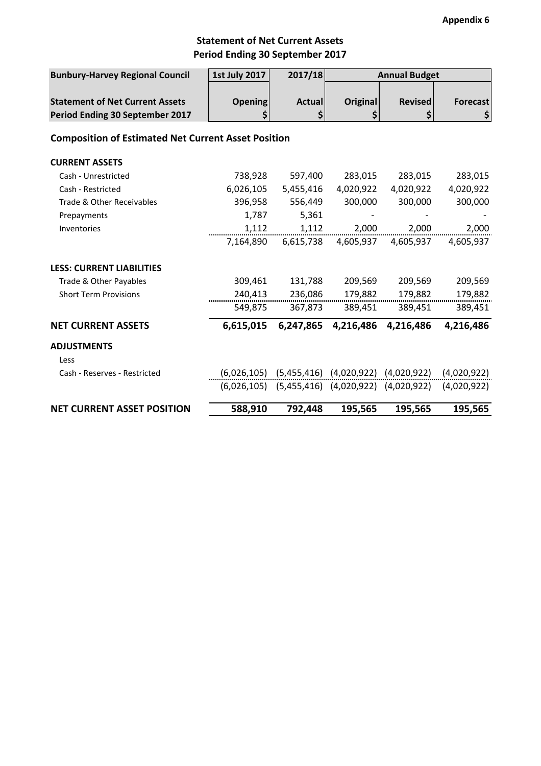**Appendix 6**

# Statement of Net Current Assets
## Period Ending 30 September 2017

| Bunbury-Harvey Regional Council | 1st July 2017 | 2017/18 | Annual Budget | | |
|---|---|---|---|---|---|
| **Statement of Net Current Assets** | **Opening** | **Actual** | **Original** | **Revised** | **Forecast** |
| **Period Ending 30 September 2017** | **$** | **$** | **$** | **$** | **$** |
| **Composition of Estimated Net Current Asset Position** | | | | | |
| **CURRENT ASSETS** | | | | | |
| Cash - Unrestricted | 738,928 | 597,400 | 283,015 | 283,015 | 283,015 |
| Cash - Restricted | 6,026,105 | 5,455,416 | 4,020,922 | 4,020,922 | 4,020,922 |
| Trade & Other Receivables | 396,958 | 556,449 | 300,000 | 300,000 | 300,000 |
| Prepayments | 1,787 | 5,361 | - | - | - |
| Inventories | 1,112 | 1,112 | 2,000 | 2,000 | 2,000 |
| | 7,164,890 | 6,615,738 | 4,605,937 | 4,605,937 | 4,605,937 |
| **LESS: CURRENT LIABILITIES** | | | | | |
| Trade & Other Payables | 309,461 | 131,788 | 209,569 | 209,569 | 209,569 |
| Short Term Provisions | 240,413 | 236,086 | 179,882 | 179,882 | 179,882 |
| | 549,875 | 367,873 | 389,451 | 389,451 | 389,451 |
| **NET CURRENT ASSETS** | **6,615,015** | **6,247,865** | **4,216,486** | **4,216,486** | **4,216,486** |
| **ADJUSTMENTS** | | | | | |
| Less | | | | | |
| Cash - Reserves - Restricted | (6,026,105) | (5,455,416) | (4,020,922) | (4,020,922) | (4,020,922) |
| | (6,026,105) | (5,455,416) | (4,020,922) | (4,020,922) | (4,020,922) |
| **NET CURRENT ASSET POSITION** | **588,910** | **792,448** | **195,565** | **195,565** | **195,565** |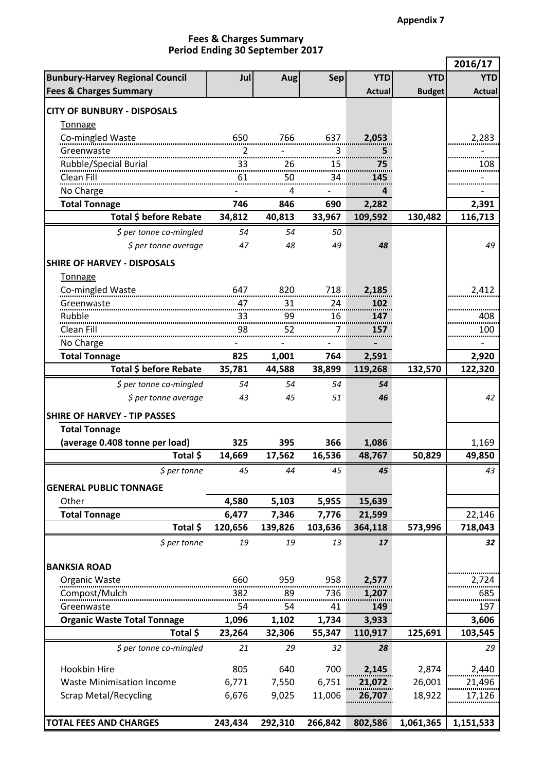**Appendix 7**

## Fees & Charges Summary
## Period Ending 30 September 2017

| Bunbury-Harvey Regional Council<br>Fees & Charges Summary | Jul | Aug | Sep | YTD Actual | YTD Budget | 2016/17 YTD Actual |
|---|---|---|---|---|---|---|
| **CITY OF BUNBURY - DISPOSALS** | | | | | | |
| Tonnage | | | | | | |
| Co-mingled Waste | 650 | 766 | 637 | **2,053** | | 2,283 |
| Greenwaste | 2 | - | 3 | **5** | | - |
| Rubble/Special Burial | 33 | 26 | 15 | **75** | | 108 |
| Clean Fill | 61 | 50 | 34 | **145** | | - |
| No Charge | - | 4 | - | **4** | | - |
| **Total Tonnage** | **746** | **846** | **690** | **2,282** | | **2,391** |
| **Total $ before Rebate** | **34,812** | **40,813** | **33,967** | **109,592** | **130,482** | **116,713** |
| *$ per tonne co-mingled* | *54* | *54* | *50* | | | |
| *$ per tonne average* | *47* | *48* | *49* | ***48*** | | *49* |
| **SHIRE OF HARVEY - DISPOSALS** | | | | | | |
| Tonnage | | | | | | |
| Co-mingled Waste | 647 | 820 | 718 | **2,185** | | 2,412 |
| Greenwaste | 47 | 31 | 24 | **102** | | |
| Rubble | 33 | 99 | 16 | **147** | | 408 |
| Clean Fill | 98 | 52 | 7 | **157** | | 100 |
| No Charge | - | - | - | **-** | | - |
| **Total Tonnage** | **825** | **1,001** | **764** | **2,591** | | **2,920** |
| **Total $ before Rebate** | **35,781** | **44,588** | **38,899** | **119,268** | **132,570** | **122,320** |
| *$ per tonne co-mingled* | *54* | *54* | *54* | ***54*** | | |
| *$ per tonne average* | *43* | *45* | *51* | ***46*** | | *42* |
| **SHIRE OF HARVEY - TIP PASSES** | | | | | | |
| **Total Tonnage** | | | | | | |
| **(average 0.408 tonne per load)** | **325** | **395** | **366** | **1,086** | | 1,169 |
| **Total $** | **14,669** | **17,562** | **16,536** | **48,767** | **50,829** | **49,850** |
| *$ per tonne* | *45* | *44* | *45* | ***45*** | | *43* |
| **GENERAL PUBLIC TONNAGE** | | | | | | |
| Other | **4,580** | **5,103** | **5,955** | **15,639** | | |
| **Total Tonnage** | **6,477** | **7,346** | **7,776** | **21,599** | | 22,146 |
| **Total $** | **120,656** | **139,826** | **103,636** | **364,118** | **573,996** | **718,043** |
| *$ per tonne* | *19* | *19* | *13* | ***17*** | | ***32*** |
| **BANKSIA ROAD** | | | | | | |
| Organic Waste | 660 | 959 | 958 | **2,577** | | 2,724 |
| Compost/Mulch | 382 | 89 | 736 | **1,207** | | 685 |
| Greenwaste | 54 | 54 | 41 | **149** | | 197 |
| **Organic Waste Total Tonnage** | **1,096** | **1,102** | **1,734** | **3,933** | | **3,606** |
| **Total $** | **23,264** | **32,306** | **55,347** | **110,917** | **125,691** | **103,545** |
| *$ per tonne co-mingled* | *21* | *29* | *32* | ***28*** | | *29* |
| Hookbin Hire | 805 | 640 | 700 | **2,145** | 2,874 | 2,440 |
| Waste Minimisation Income | 6,771 | 7,550 | 6,751 | **21,072** | 26,001 | 21,496 |
| Scrap Metal/Recycling | 6,676 | 9,025 | 11,006 | **26,707** | 18,922 | 17,126 |
| **TOTAL FEES AND CHARGES** | **243,434** | **292,310** | **266,842** | **802,586** | **1,061,365** | **1,151,533** |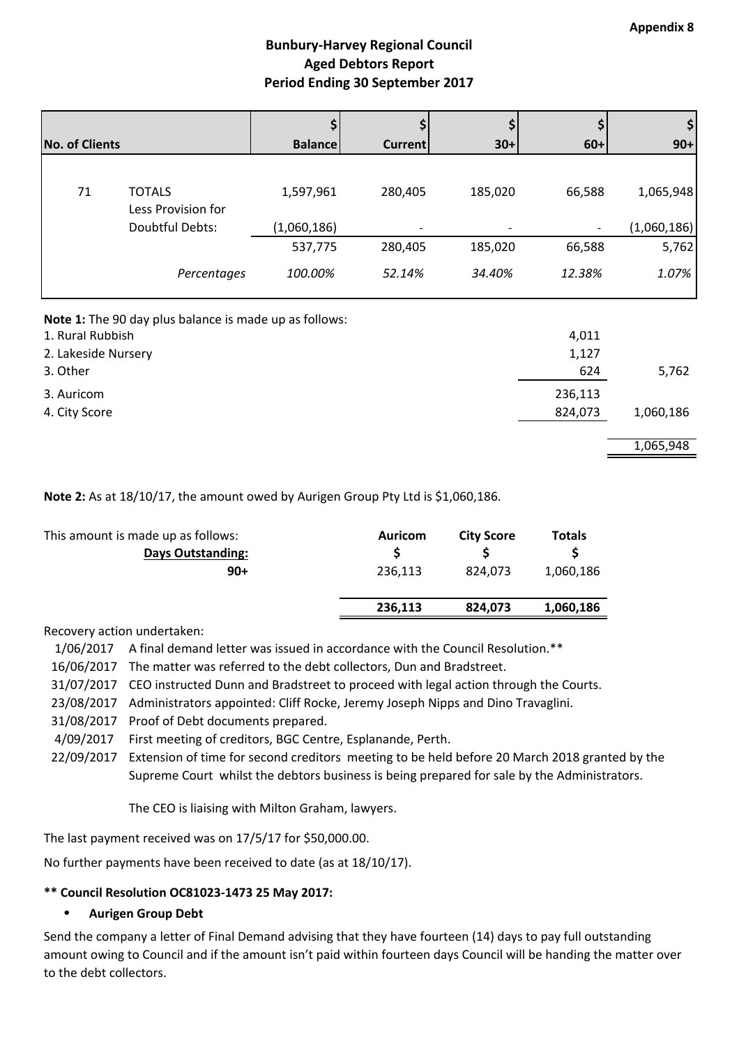**Appendix 8**

# Bunbury-Harvey Regional Council
## Aged Debtors Report
## Period Ending 30 September 2017

| No. of Clients | | $ Balance | $ Current | $ 30+ | $ 60+ | $ 90+ |
|---|---|---|---|---|---|---|
| 71 | TOTALS | 1,597,961 | 280,405 | 185,020 | 66,588 | 1,065,948 |
| | Less Provision for Doubtful Debts: | (1,060,186) | - | - | - | (1,060,186) |
| | | 537,775 | 280,405 | 185,020 | 66,588 | 5,762 |
| | *Percentages* | *100.00%* | *52.14%* | *34.40%* | *12.38%* | *1.07%* |

**Note 1:** The 90 day plus balance is made up as follows:

| | | |
|---|---|---|
| 1. Rural Rubbish | 4,011 | |
| 2. Lakeside Nursery | 1,127 | |
| 3. Other | 624 | 5,762 |
| 3. Auricom | 236,113 | |
| 4. City Score | 824,073 | 1,060,186 |
| | | 1,065,948 |

**Note 2:** As at 18/10/17, the amount owed by Aurigen Group Pty Ltd is $1,060,186.

| This amount is made up as follows: | Auricom | City Score | Totals |
|---|---|---|---|
| **Days Outstanding:** | $ | $ | $ |
| **90+** | 236,113 | 824,073 | 1,060,186 |
| | **236,113** | **824,073** | **1,060,186** |

Recovery action undertaken:

| | |
|---|---|
| 1/06/2017 | A final letter was issued in accordance with the Council Resolution.** |
| 16/06/2017 | The matter was referred to the debt collectors, Dun and Bradstreet. |
| 31/07/2017 | CEO instructed Dunn and Bradstreet to proceed with legal action through the Courts. |
| 23/08/2017 | Administrators appointed: Cliff Rocke, Jeremy Joseph Nipps and Dino Travaglini. |
| 31/08/2017 | Proof of Debt documents prepared. |
| 4/09/2017 | First meeting of creditors, BGC Centre, Esplanande, Perth. |
| 22/09/2017 | Extension of time for second creditors meeting to be held before 20 March 2018 granted by the Supreme Court whilst the debtors business is being prepared for sale by the Administrators. |

The CEO is liaising with Milton Graham, lawyers.

The last payment received was on 17/5/17 for $50,000.00.

No further payments have been received to date (as at 18/10/17).

**** Council Resolution OC81023-1473 25 May 2017:**

- **Aurigen Group Debt**

Send the company a letter of Final Demand advising that they have fourteen (14) days to pay full outstanding amount owing to Council and if the amount isn't paid within fourteen days Council will be handing the matter over to the debt collectors.